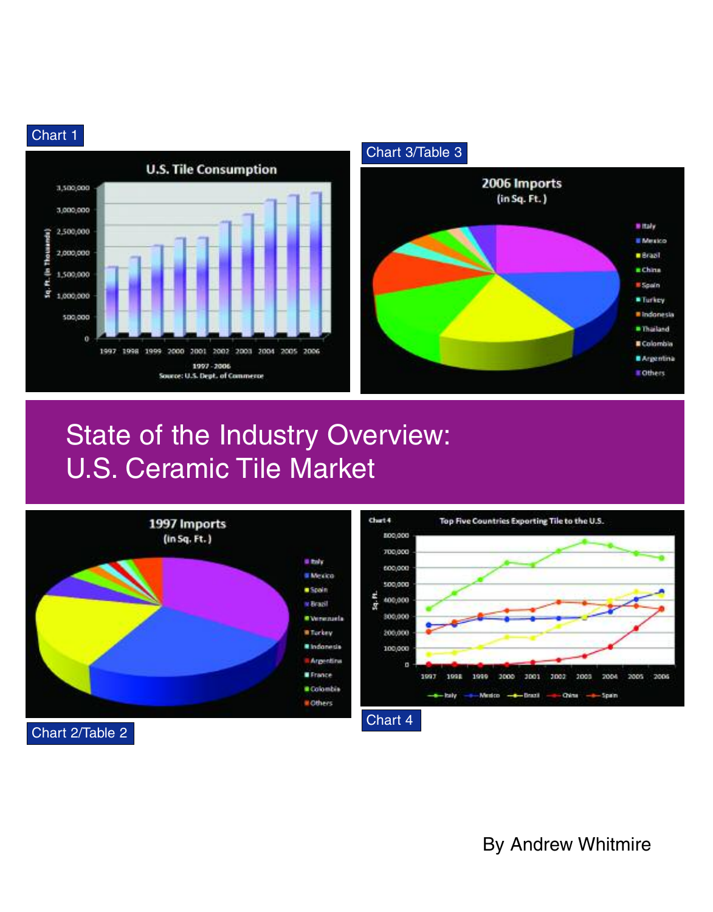Chart 1

Chart 3/Table 3

# State of the Industry Overview: U.S. Ceramic Tile Market

Chart 2/Table 2

Chart 4

By Andrew Whitmire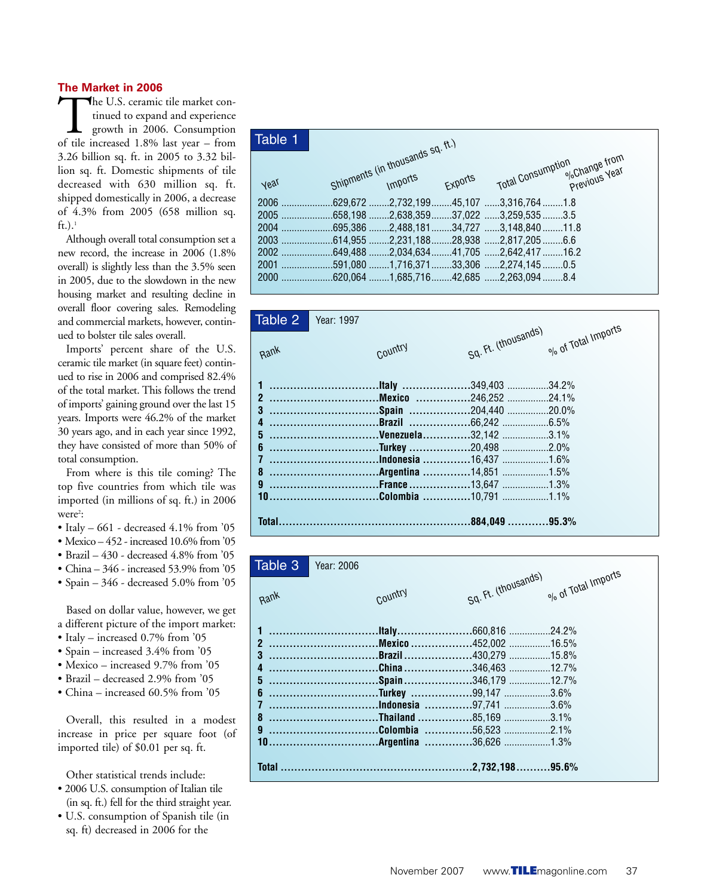## The Market in 2006

The U.S. ceramic tile market continued to expand and experience growth in 2006. Consumption of tile increased 1.8% last year – from 3.26 billion sq. ft. in 2005 to 3.32 billion sq. ft. Domestic shipments of tile decreased with 630 million sq. ft. shipped domestically in 2006, a decrease of 4.3% from 2005 (658 million sq. ft.).[1]

Although overall total consumption set a new record, the increase in 2006 (1.8% overall) is slightly less than the 3.5% seen in 2005, due to the slowdown in the new housing market and resulting decline in overall floor covering sales. Remodeling and commercial markets, however, continued to bolster tile sales overall.

Imports' percent share of the U.S. ceramic tile market (in square feet) continued to rise in 2006 and comprised 82.4% of the total market. This follows the trend of imports' gaining ground over the last 15 years. Imports were 46.2% of the market 30 years ago, and in each year since 1992, they have consisted of more than 50% of total consumption.

From where is this tile coming? The top five countries from which tile was imported (in millions of sq. ft.) in 2006 were[2]:

- Italy – 661 - decreased 4.1% from '05
- Mexico – 452 - increased 10.6% from '05
- Brazil – 430 - decreased 4.8% from '05
- China – 346 - increased 53.9% from '05
- Spain – 346 - decreased 5.0% from '05

Based on dollar value, however, we get a different picture of the import market:

- Italy – increased 0.7% from '05
- Spain – increased 3.4% from '05
- Mexico – increased 9.7% from '05
- Brazil – decreased 2.9% from '05
- China – increased 60.5% from '05

Overall, this resulted in a modest increase in price per square foot (of imported tile) of $0.01 per sq. ft.

Other statistical trends include:

- 2006 U.S. consumption of Italian tile (in sq. ft.) fell for the third straight year.
- U.S. consumption of Spanish tile (in sq. ft) decreased in 2006 for the

**Table 1**

| Year | Shipments (in thousands sq. ft.) | Imports | Exports | Total Consumption | %Change from Previous Year |
|---|---|---|---|---|---|
| 2006 | 629,672 | 2,732,199 | 45,107 | 3,316,764 | 1.8 |
| 2005 | 658,198 | 2,638,359 | 37,022 | 3,259,535 | 3.5 |
| 2004 | 695,386 | 2,488,181 | 34,727 | 3,148,840 | 11.8 |
| 2003 | 614,955 | 2,231,188 | 28,938 | 2,817,205 | 6.6 |
| 2002 | 649,488 | 2,034,634 | 41,705 | 2,642,417 | 16.2 |
| 2001 | 591,080 | 1,716,371 | 33,306 | 2,274,145 | 0.5 |
| 2000 | 620,064 | 1,685,716 | 42,685 | 2,263,094 | 8.4 |

**Table 2** Year: 1997

| Rank | Country | Sq. Ft. (thousands) | % of Total Imports |
|---|---|---|---|
| 1 | Italy | 349,403 | 34.2% |
| 2 | Mexico | 246,252 | 24.1% |
| 3 | Spain | 204,440 | 20.0% |
| 4 | Brazil | 66,242 | 6.5% |
| 5 | Venezuela | 32,142 | 3.1% |
| 6 | Turkey | 20,498 | 2.0% |
| 7 | Indonesia | 16,437 | 1.6% |
| 8 | Argentina | 14,851 | 1.5% |
| 9 | France | 13,647 | 1.3% |
| 10 | Colombia | 10,791 | 1.1% |
| **Total** | | **884,049** | **95.3%** |

**Table 3** Year: 2006

| Rank | Country | Sq. Ft. (thousands) | % of Total Imports |
|---|---|---|---|
| 1 | Italy | 660,816 | 24.2% |
| 2 | Mexico | 452,002 | 16.5% |
| 3 | Brazil | 430,279 | 15.8% |
| 4 | China | 346,463 | 12.7% |
| 5 | Spain | 346,179 | 12.7% |
| 6 | Turkey | 99,147 | 3.6% |
| 7 | Indonesia | 97,741 | 3.6% |
| 8 | Thailand | 85,169 | 3.1% |
| 9 | Colombia | 56,523 | 2.1% |
| 10 | Argentina | 36,626 | 1.3% |
| **Total** | | **2,732,198** | **95.6%** |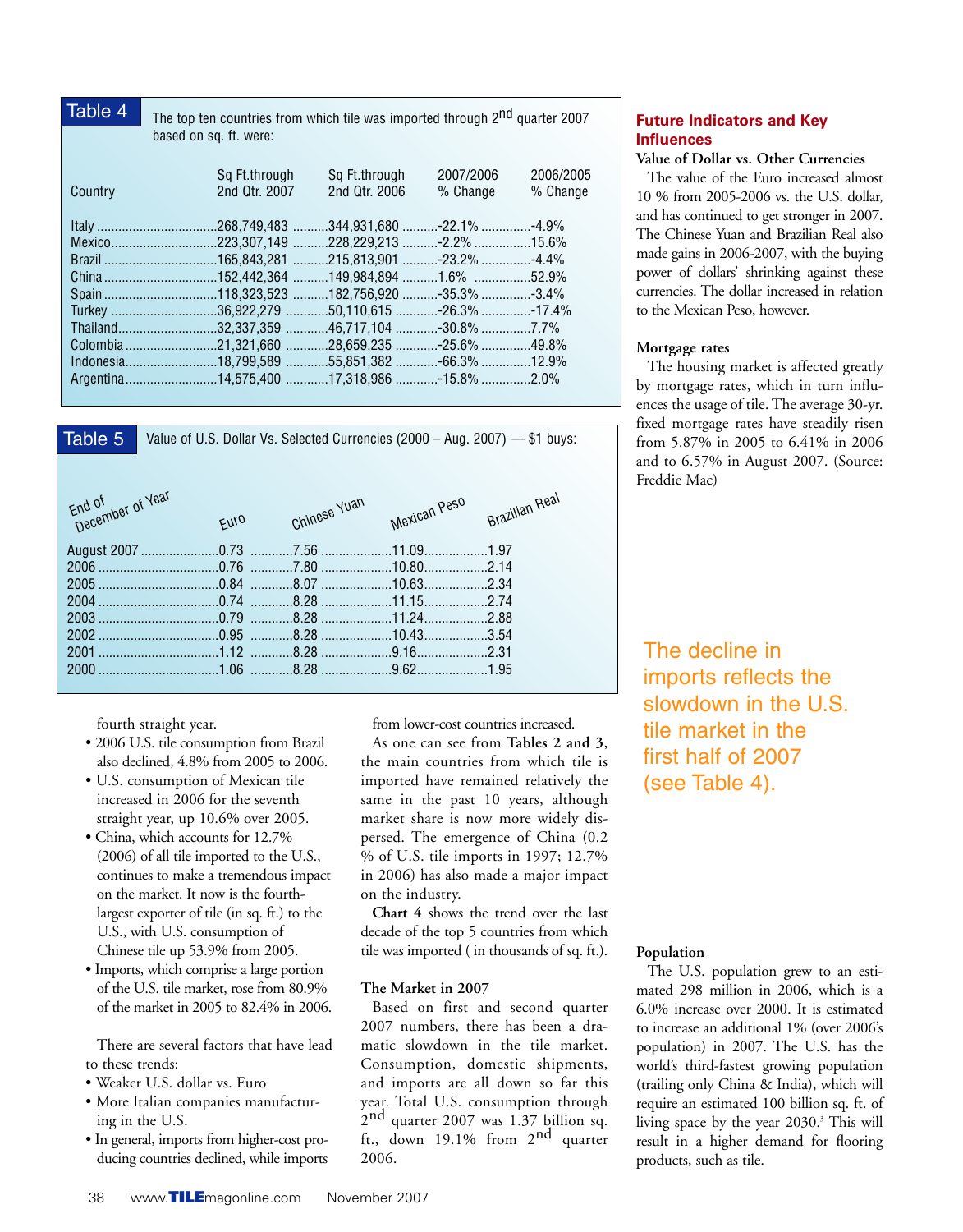## Table 4

The top ten countries from which tile was imported through 2nd quarter 2007 based on sq. ft. were:

| Country | Sq Ft.through 2nd Qtr. 2007 | Sq Ft.through 2nd Qtr. 2006 | 2007/2006 % Change | 2006/2005 % Change |
|---|---|---|---|---|
| Italy | 268,749,483 | 344,931,680 | -22.1% | -4.9% |
| Mexico | 223,307,149 | 228,229,213 | -2.2% | 15.6% |
| Brazil | 165,843,281 | 215,813,901 | -23.2% | -4.4% |
| China | 152,442,364 | 149,984,894 | 1.6% | 52.9% |
| Spain | 118,323,523 | 182,756,920 | -35.3% | -3.4% |
| Turkey | 36,922,279 | 50,110,615 | -26.3% | -17.4% |
| Thailand | 32,337,359 | 46,717,104 | -30.8% | 7.7% |
| Colombia | 21,321,660 | 28,659,235 | -25.6% | 49.8% |
| Indonesia | 18,799,589 | 55,851,382 | -66.3% | 12.9% |
| Argentina | 14,575,400 | 17,318,986 | -15.8% | 2.0% |

## Table 5

Value of U.S. Dollar Vs. Selected Currencies (2000 – Aug. 2007) — $1 buys:

| End of December of Year | Euro | Chinese Yuan | Mexican Peso | Brazilian Real |
|---|---|---|---|---|
| August 2007 | 0.73 | 7.56 | 11.09 | 1.97 |
| 2006 | 0.76 | 7.80 | 10.80 | 2.14 |
| 2005 | 0.84 | 8.07 | 10.63 | 2.34 |
| 2004 | 0.74 | 8.28 | 11.15 | 2.74 |
| 2003 | 0.79 | 8.28 | 11.24 | 2.88 |
| 2002 | 0.95 | 8.28 | 10.43 | 3.54 |
| 2001 | 1.12 | 8.28 | 9.16 | 2.31 |
| 2000 | 1.06 | 8.28 | 9.62 | 1.95 |

fourth straight year.

- 2006 U.S. tile consumption from Brazil also declined, 4.8% from 2005 to 2006.
- U.S. consumption of Mexican tile increased in 2006 for the seventh straight year, up 10.6% over 2005.
- China, which accounts for 12.7% (2006) of all tile imported to the U.S., continues to make a tremendous impact on the market. It now is the fourth-largest exporter of tile (in sq. ft.) to the U.S., with U.S. consumption of Chinese tile up 53.9% from 2005.
- Imports, which comprise a large portion of the U.S. tile market, rose from 80.9% of the market in 2005 to 82.4% in 2006.

There are several factors that have lead to these trends:

- Weaker U.S. dollar vs. Euro
- More Italian companies manufacturing in the U.S.
- In general, imports from higher-cost producing countries declined, while imports from lower-cost countries increased.

As one can see from **Tables 2 and 3**, the main countries from which tile is imported have remained relatively the same in the past 10 years, although market share is now more widely dispersed. The emergence of China (0.2 % of U.S. tile imports in 1997; 12.7% in 2006) has also made a major impact on the industry.

**Chart 4** shows the trend over the last decade of the top 5 countries from which tile was imported ( in thousands of sq. ft.).

### The Market in 2007

Based on first and second quarter 2007 numbers, there has been a dramatic slowdown in the tile market. Consumption, domestic shipments, and imports are all down so far this year. Total U.S. consumption through 2nd quarter 2007 was 1.37 billion sq. ft., down 19.1% from 2nd quarter 2006.

## Future Indicators and Key Influences

### Value of Dollar vs. Other Currencies

The value of the Euro increased almost 10 % from 2005-2006 vs. the U.S. dollar, and has continued to get stronger in 2007. The Chinese Yuan and Brazilian Real also made gains in 2006-2007, with the buying power of dollars' shrinking against these currencies. The dollar increased in relation to the Mexican Peso, however.

### Mortgage rates

The housing market is affected greatly by mortgage rates, which in turn influences the usage of tile. The average 30-yr. fixed mortgage rates have steadily risen from 5.87% in 2005 to 6.41% in 2006 and to 6.57% in August 2007. (Source: Freddie Mac)

The decline in imports reflects the slowdown in the U.S. tile market in the first half of 2007 (see Table 4).

### Population

The U.S. population grew to an estimated 298 million in 2006, which is a 6.0% increase over 2000. It is estimated to increase an additional 1% (over 2006's population) in 2007. The U.S. has the world's third-fastest growing population (trailing only China & India), which will require an estimated 100 billion sq. ft. of living space by the year 2030.[3] This will result in a higher demand for flooring products, such as tile.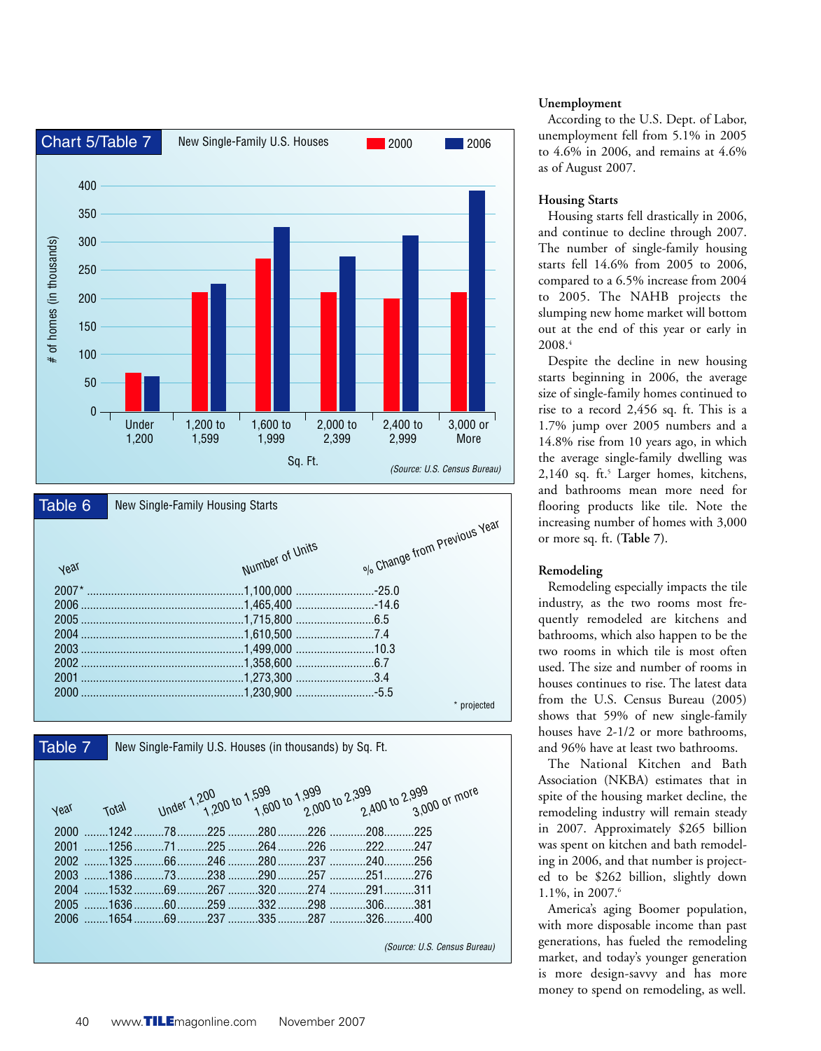## Chart 5/Table 7

New Single-Family U.S. Houses

| Sq. Ft. | 2000 | 2006 |
|---|---|---|
| Under 1,200 | 78 | 69 |
| 1,200 to 1,599 | 225 | 237 |
| 1,600 to 1,999 | 280 | 335 |
| 2,000 to 2,399 | 226 | 287 |
| 2,400 to 2,999 | 208 | 326 |
| 3,000 or More | 225 | 400 |

*(Source: U.S. Census Bureau)*

## Table 6

New Single-Family Housing Starts

| Year | Number of Units | % Change from Previous Year |
|---|---|---|
| 2007* | 1,100,000 | -25.0 |
| 2006 | 1,465,400 | -14.6 |
| 2005 | 1,715,800 | 6.5 |
| 2004 | 1,610,500 | 7.4 |
| 2003 | 1,499,000 | 10.3 |
| 2002 | 1,358,600 | 6.7 |
| 2001 | 1,273,300 | 3.4 |
| 2000 | 1,230,900 | -5.5 |

\* projected

## Table 7

New Single-Family U.S. Houses (in thousands) by Sq. Ft.

| Year | Total | Under 1,200 | 1,200 to 1,599 | 1,600 to 1,999 | 2,000 to 2,399 | 2,400 to 2,999 | 3,000 or more |
|---|---|---|---|---|---|---|---|
| 2000 | 1242 | 78 | 225 | 280 | 226 | 208 | 225 |
| 2001 | 1256 | 71 | 225 | 264 | 226 | 222 | 247 |
| 2002 | 1325 | 66 | 246 | 280 | 237 | 240 | 256 |
| 2003 | 1386 | 73 | 238 | 290 | 257 | 251 | 276 |
| 2004 | 1532 | 69 | 267 | 320 | 274 | 291 | 311 |
| 2005 | 1636 | 60 | 259 | 332 | 298 | 306 | 381 |
| 2006 | 1654 | 69 | 237 | 335 | 287 | 326 | 400 |

*(Source: U.S. Census Bureau)*

### Unemployment

According to the U.S. Dept. of Labor, unemployment fell from 5.1% in 2005 to 4.6% in 2006, and remains at 4.6% as of August 2007.

### Housing Starts

Housing starts fell drastically in 2006, and continue to decline through 2007. The number of single-family housing starts fell 14.6% from 2005 to 2006, compared to a 6.5% increase from 2004 to 2005. The NAHB projects the slumping new home market will bottom out at the end of this year or early in 2008.[4]

Despite the decline in new housing starts beginning in 2006, the average size of single-family homes continued to rise to a record 2,456 sq. ft. This is a 1.7% jump over 2005 numbers and a 14.8% rise from 10 years ago, in which the average single-family dwelling was 2,140 sq. ft.[5] Larger homes, kitchens, and bathrooms mean more need for flooring products like tile. Note the increasing number of homes with 3,000 or more sq. ft. (**Table** 7).

### Remodeling

Remodeling especially impacts the tile industry, as the two rooms most frequently remodeled are kitchens and bathrooms, which also happen to be the two rooms in which tile is most often used. The size and number of rooms in houses continues to rise. The latest data from the U.S. Census Bureau (2005) shows that 59% of new single-family houses have 2-1/2 or more bathrooms, and 96% have at least two bathrooms.

The National Kitchen and Bath Association (NKBA) estimates that in spite of the housing market decline, the remodeling industry will remain steady in 2007. Approximately $265 billion was spent on kitchen and bath remodeling in 2006, and that number is projected to be $262 billion, slightly down 1.1%, in 2007.[6]

America's aging Boomer population, with more disposable income than past generations, has fueled the remodeling market, and today's younger generation is more design-savvy and has more money to spend on remodeling, as well.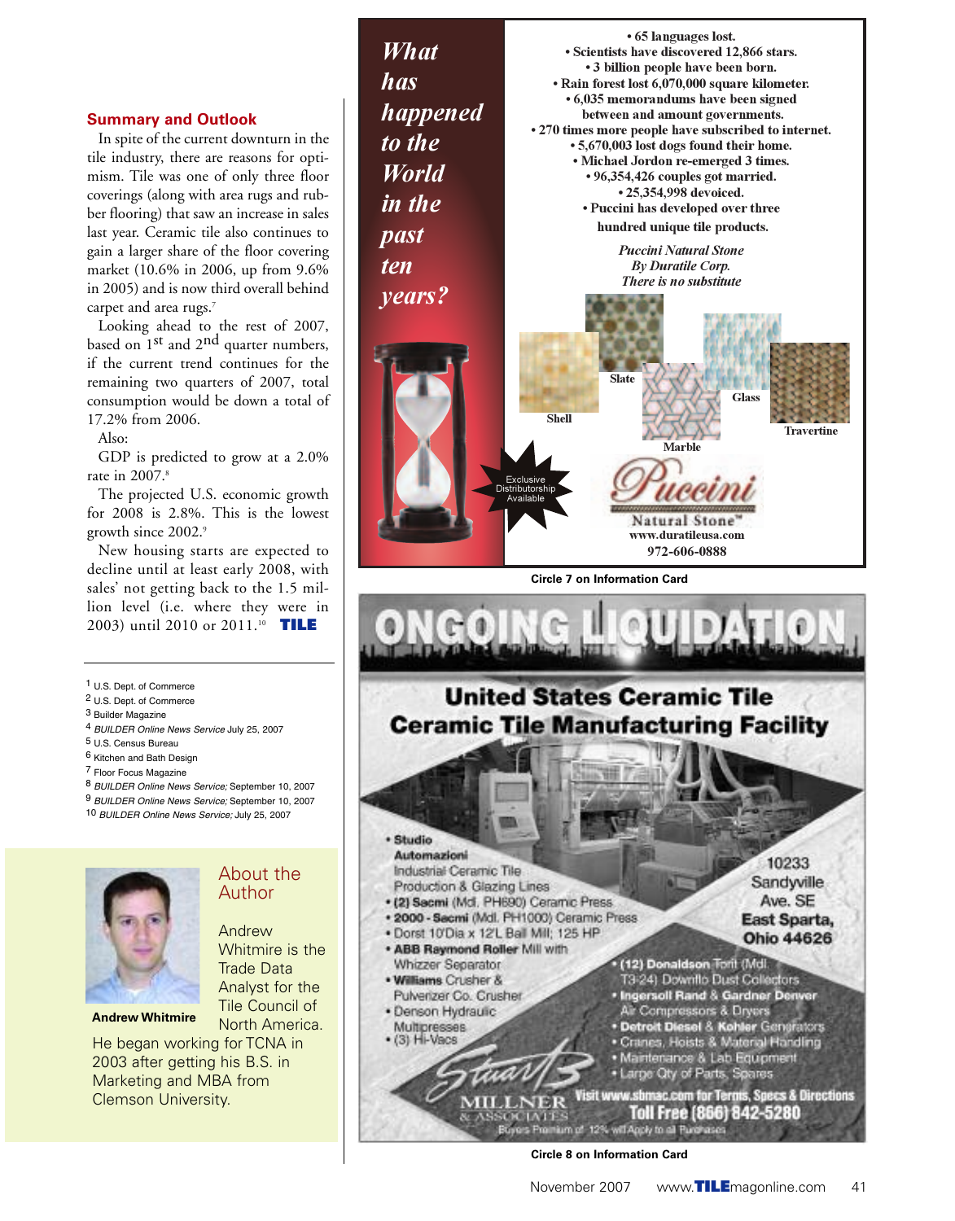## Summary and Outlook

In spite of the current downturn in the tile industry, there are reasons for optimism. Tile was one of only three floor coverings (along with area rugs and rubber flooring) that saw an increase in sales last year. Ceramic tile also continues to gain a larger share of the floor covering market (10.6% in 2006, up from 9.6% in 2005) and is now third overall behind carpet and area rugs.[7]

Looking ahead to the rest of 2007, based on 1st and 2nd quarter numbers, if the current trend continues for the remaining two quarters of 2007, total consumption would be down a total of 17.2% from 2006.

Also:

GDP is predicted to grow at a 2.0% rate in 2007.[8]

The projected U.S. economic growth for 2008 is 2.8%. This is the lowest growth since 2002.[9]

New housing starts are expected to decline until at least early 2008, with sales' not getting back to the 1.5 million level (i.e. where they were in 2003) until 2010 or 2011.[10] **TILE**

---

1 U.S. Dept. of Commerce
2 U.S. Dept. of Commerce
3 Builder Magazine
4 *BUILDER Online News Service* July 25, 2007
5 U.S. Census Bureau
6 Kitchen and Bath Design
7 Floor Focus Magazine
8 *BUILDER Online News Service;* September 10, 2007
9 *BUILDER Online News Service;* September 10, 2007
10 *BUILDER Online News Service;* July 25, 2007

### About the Author

**Andrew Whitmire**

Andrew Whitmire is the Trade Data Analyst for the Tile Council of North America. He began working for TCNA in 2003 after getting his B.S. in Marketing and MBA from Clemson University.

---

*What has happened to the World in the past ten years?*

- 65 languages lost.
- Scientists have discovered 12,866 stars.
- 3 billion people have been born.
- Rain forest lost 6,070,000 square kilometer.
- 6,035 memorandums have been signed between and amount governments.
- 270 times more people have subscribed to internet.
- 5,670,003 lost dogs found their home.
- Michael Jordon re-emerged 3 times.
- 96,354,426 couples got married.
- 25,354,998 devoiced.
- Puccini has developed over three hundred unique tile products.

*Puccini Natural Stone*
*By Duratile Corp.*
*There is no substitute*

Shell Slate Marble Glass Travertine

Exclusive Distributorship Available

Puccini Natural Stone™
www.duratileusa.com
972-606-0888

Circle 7 on Information Card

---

# ONGOING LIQUIDATION

## United States Ceramic Tile
## Ceramic Tile Manufacturing Facility

- **Studio Automazioni** Industrial Ceramic Tile Production & Glazing Lines
- **(2) Sacmi** (Mdl. PH690) Ceramic Press
- **2000 - Sacmi** (Mdl. PH1000) Ceramic Press
- Dorst 10'Dia x 12'L Ball Mill; 125 HP
- **ABB Raymond Roller** Mill with Whizzer Separator
- **Williams** Crusher & Pulverizer Co. Crusher
- Denson Hydraulic Multipresses
- (3) Hi-Vacs
- **(12) Donaldson** Torit (Mdl. T3-24) Downflo Dust Collectors
- **Ingersoll Rand** & **Gardner Denver** Air Compressors & Dryers
- **Detroit Diesel** & **Kohler** Generators
- Cranes, Hoists & Material Handling
- Maintenance & Lab Equipment
- Large Qty of Parts, Spares

10233 Sandyville Ave. SE
East Sparta, Ohio 44626

Stuart B Millner & Associates

Visit www.sbmac.com for Terms, Specs & Directions
Toll Free (866) 842-5280
Buyers Premium of 12% will Apply to all Purchases

Circle 8 on Information Card